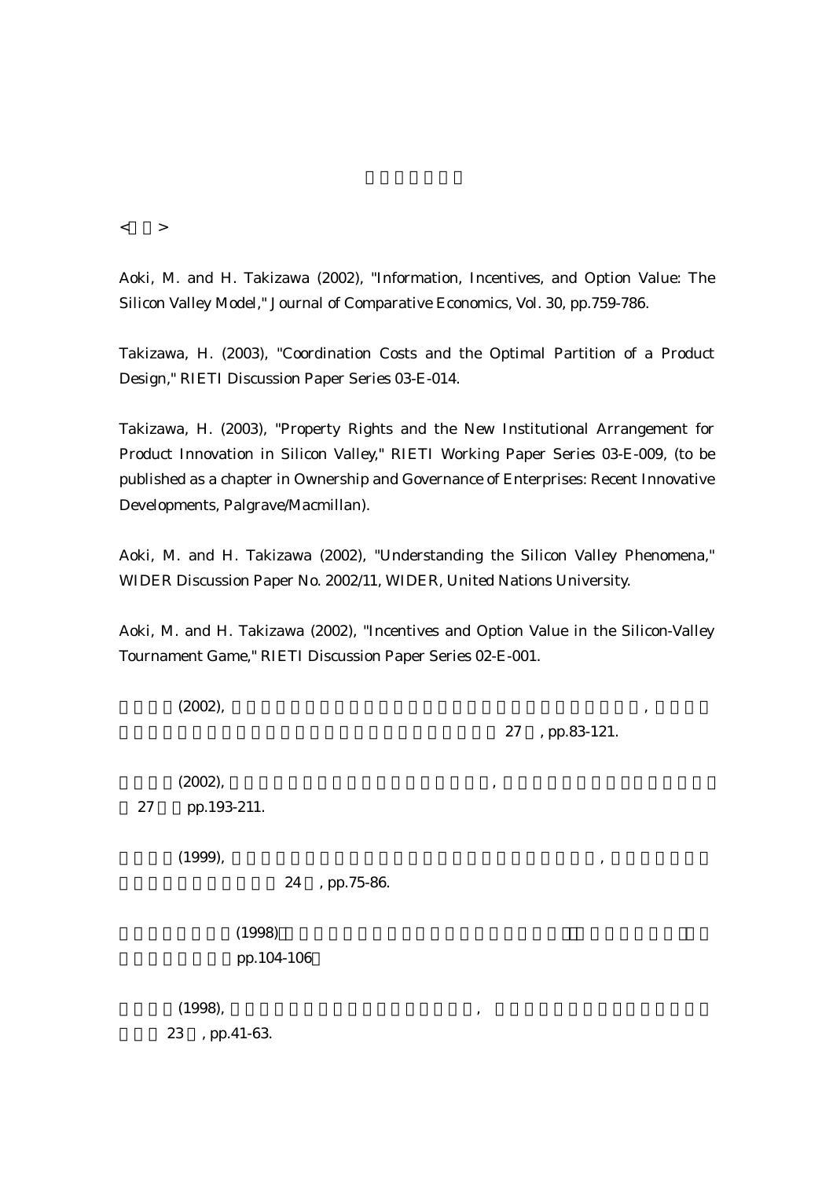< >

Aoki, M. and H. Takizawa (2002), "Information, Incentives, and Option Value: The Silicon Valley Model," Journal of Comparative Economics, Vol. 30, pp.759-786.

Takizawa, H. (2003), "Coordination Costs and the Optimal Partition of a Product Design," RIETI Discussion Paper Series 03-E-014.

Takizawa, H. (2003), "Property Rights and the New Institutional Arrangement for Product Innovation in Silicon Valley," RIETI Working Paper Series 03-E-009, (to be published as a chapter in Ownership and Governance of Enterprises: Recent Innovative Developments, Palgrave/Macmillan).

Aoki, M. and H. Takizawa (2002), "Understanding the Silicon Valley Phenomena," WIDER Discussion Paper No. 2002/11, WIDER, United Nations University.

Aoki, M. and H. Takizawa (2002), "Incentives and Option Value in the Silicon-Valley Tournament Game," RIETI Discussion Paper Series 02-E-001.

(2002), , 27 , pp.83-121.

(2002), , 27 pp.193-211.

(1999), , 24 , pp.75-86.

(1998) pp.104-106

(1998), , 23 , pp.41-63.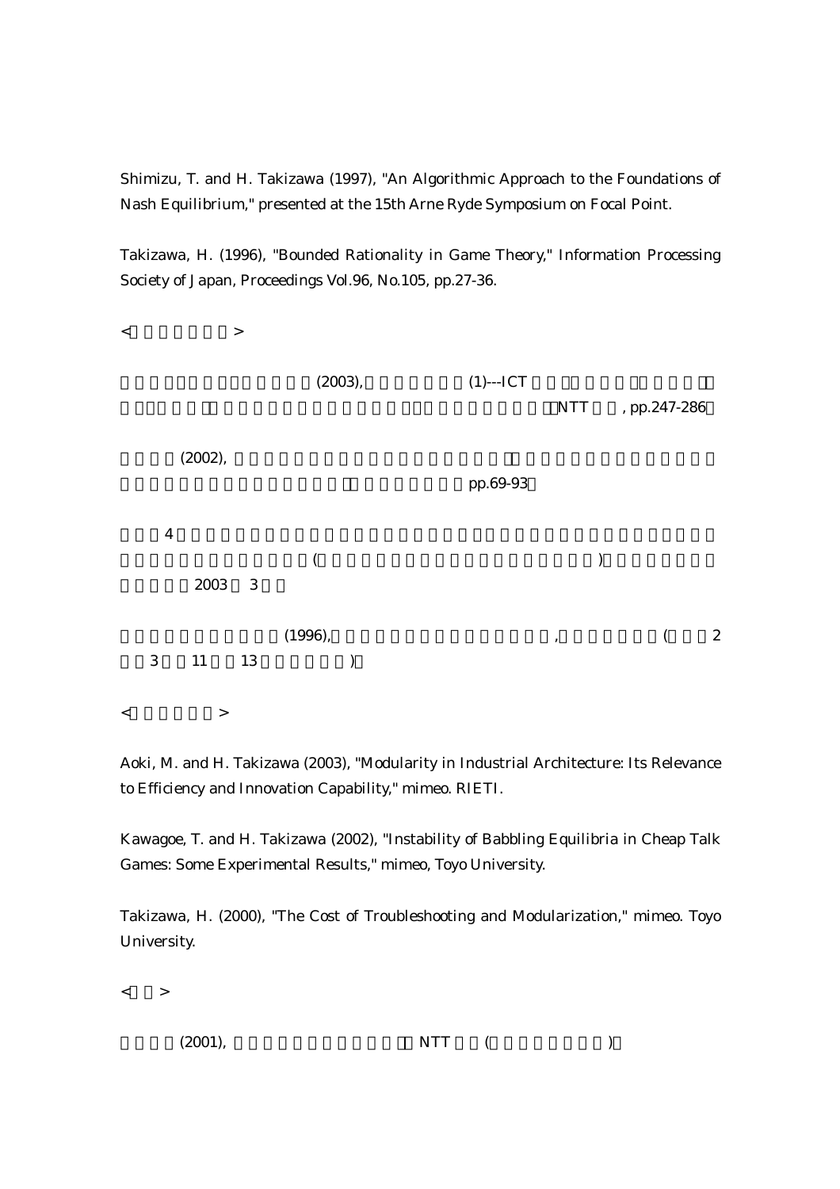Shimizu, T. and H. Takizawa (1997), "An Algorithmic Approach to the Foundations of Nash Equilibrium," presented at the 15th Arne Ryde Symposium on Focal Point.

Takizawa, H. (1996), "Bounded Rationality in Game Theory," Information Processing Society of Japan, Proceedings Vol.96, No.105, pp.27-36.

< >

(2003), (1)---ICT NTT , pp.247-286

(2002), pp.69-93

4 ( ) 2003 3

(1996), , ( 2 3 11 13 )

< >

Aoki, M. and H. Takizawa (2003), "Modularity in Industrial Architecture: Its Relevance to Efficiency and Innovation Capability," mimeo. RIETI.

Kawagoe, T. and H. Takizawa (2002), "Instability of Babbling Equilibria in Cheap Talk Games: Some Experimental Results," mimeo, Toyo University.

Takizawa, H. (2000), "The Cost of Troubleshooting and Modularization," mimeo. Toyo University.

< >

(2001), NTT ( )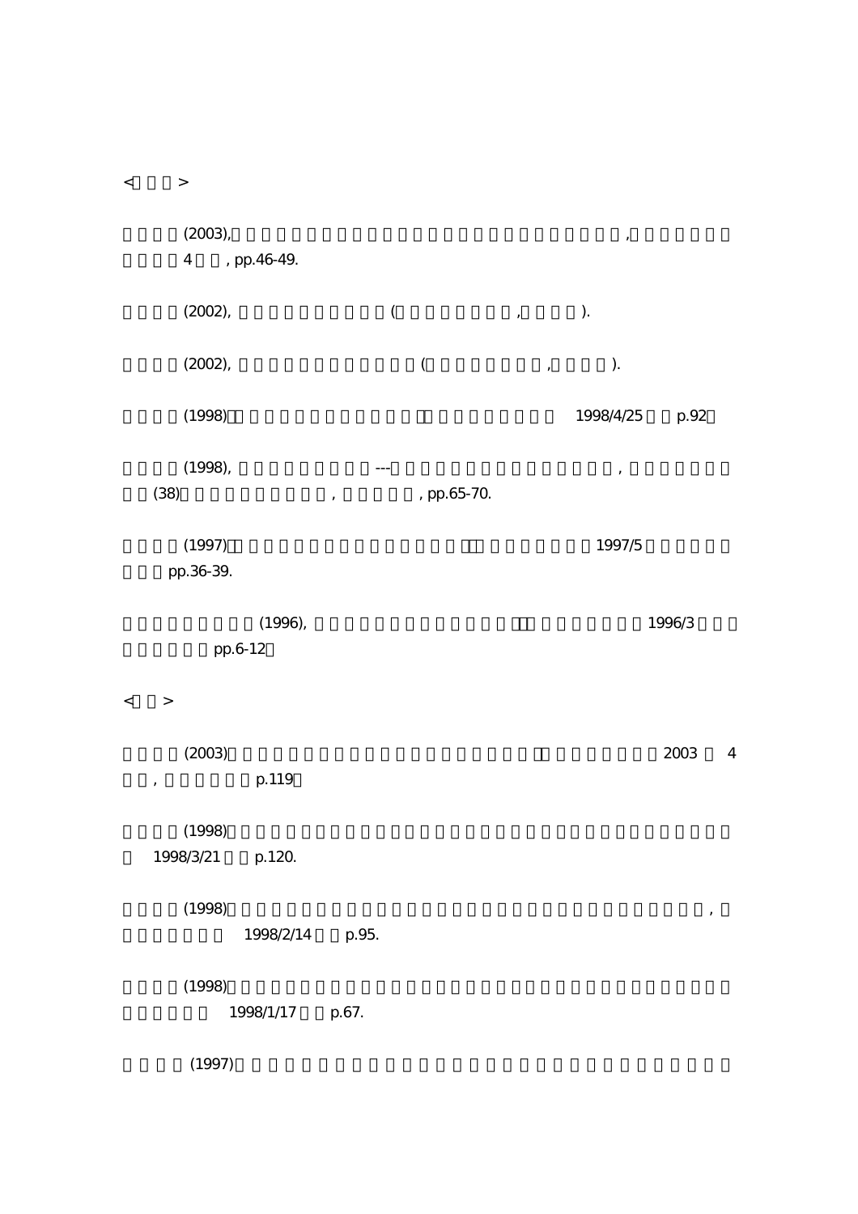< >

(2003), , 4 , pp.46-49.

(2002), ( , ).

(2002), ( , ).

(1998) 1998/4/25 p.92

(1998), --- , (38) , , pp.65-70.

(1997) 1997/5 pp.36-39.

(1996), 1996/3 pp.6-12

< >

(2003) 2003 4 , p.119

(1998) 1998/3/21 p.120.

(1998) , 1998/2/14 p.95.

(1998) 1998/1/17 p.67.

(1997)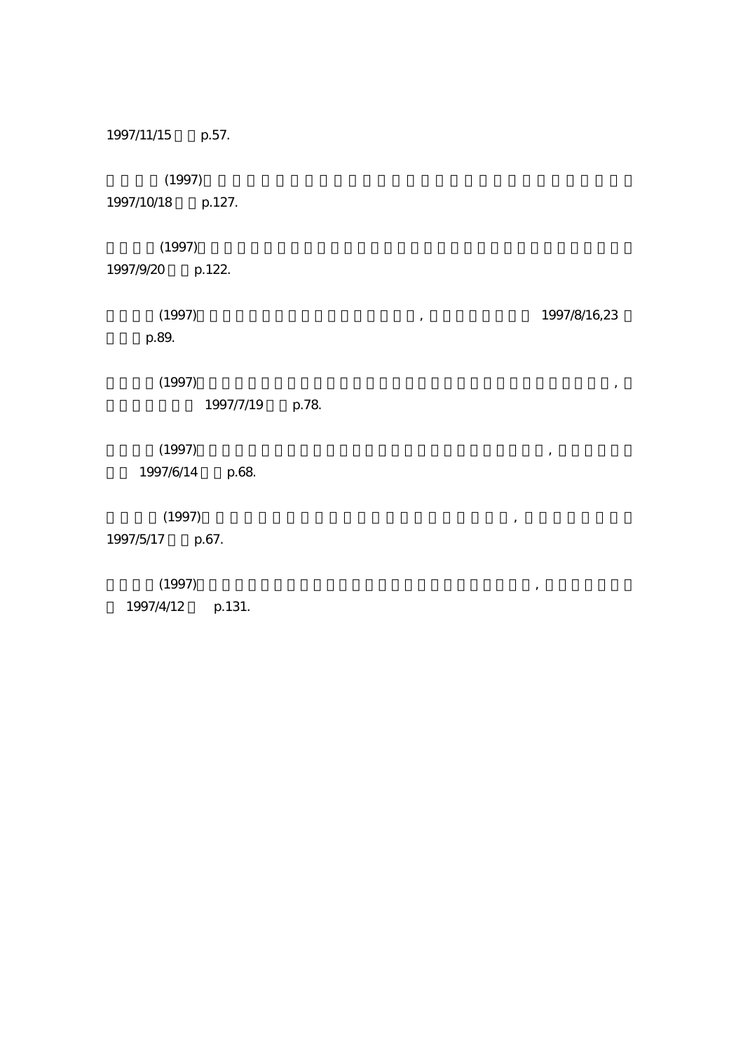1997/11/15 p.57.

(1997)
1997/10/18 p.127.

(1997)
1997/9/20 p.122.

(1997) , 1997/8/16,23
p.89.

(1997) ,
1997/7/19 p.78.

(1997) ,
1997/6/14 p.68.

(1997) ,
1997/5/17 p.67.

(1997) ,
1997/4/12 p.131.